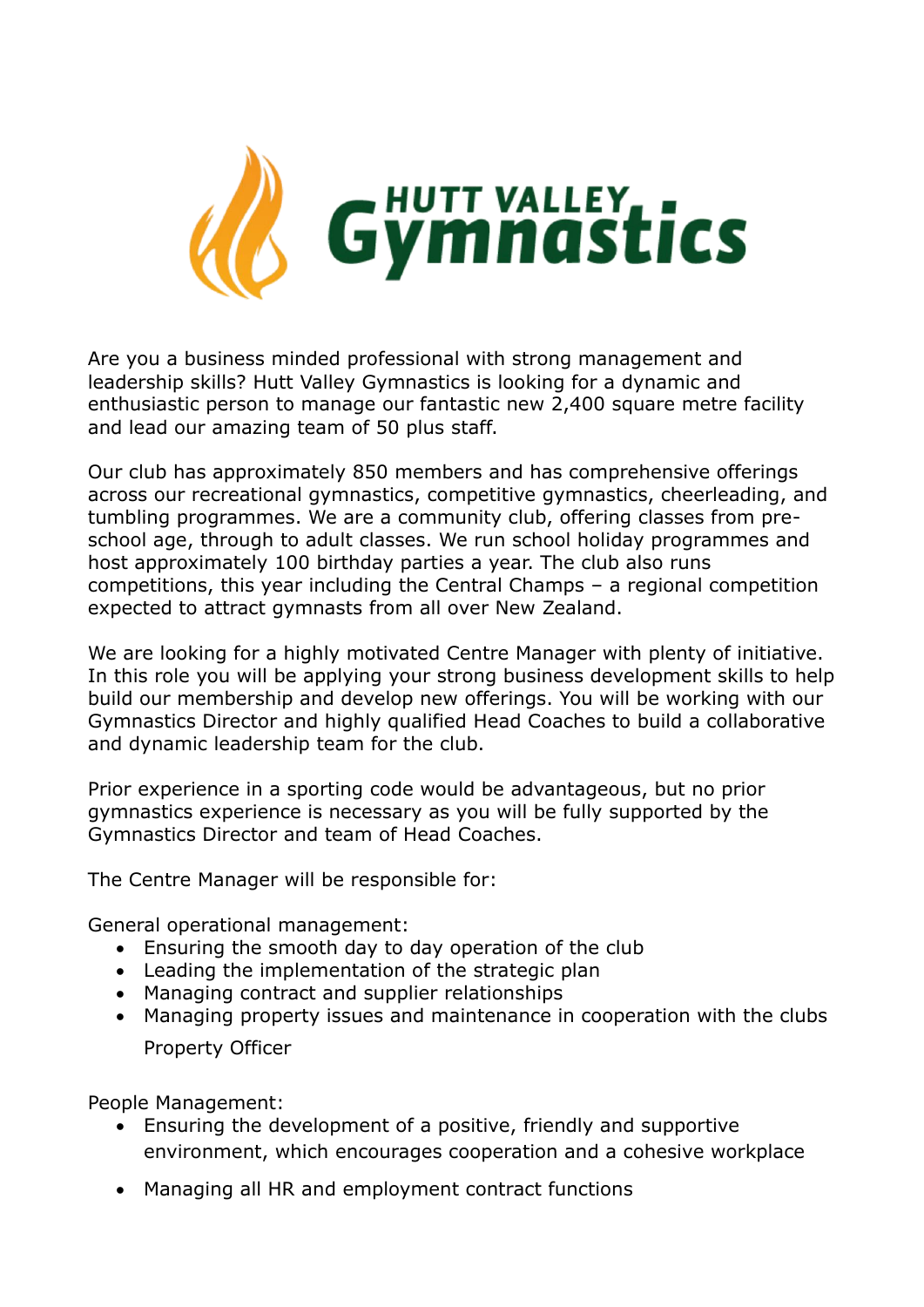Are you a business minded professional with strong management and leadership skills? Hutt Valley Gymnastics is looking for a dynamic and enthusiastic person to manage our fantastic new 2,400 square metre facility and lead our amazing team of 50 plus staff.

Our club has approximately 850 members and has comprehensive offerings across our recreational gymnastics, competitive gymnastics, cheerleading, and tumbling programmes. We are a community club, offering classes from pre-school age, through to adult classes. We run school holiday programmes and host approximately 100 birthday parties a year. The club also runs competitions, this year including the Central Champs – a regional competition expected to attract gymnasts from all over New Zealand.

We are looking for a highly motivated Centre Manager with plenty of initiative. In this role you will be applying your strong business development skills to help build our membership and develop new offerings. You will be working with our Gymnastics Director and highly qualified Head Coaches to build a collaborative and dynamic leadership team for the club.

Prior experience in a sporting code would be advantageous, but no prior gymnastics experience is necessary as you will be fully supported by the Gymnastics Director and team of Head Coaches.

The Centre Manager will be responsible for:

General operational management:

- Ensuring the smooth day to day operation of the club
- Leading the implementation of the strategic plan
- Managing contract and supplier relationships
- Managing property issues and maintenance in cooperation with the clubs Property Officer

People Management:

- Ensuring the development of a positive, friendly and supportive environment, which encourages cooperation and a cohesive workplace
- Managing all HR and employment contract functions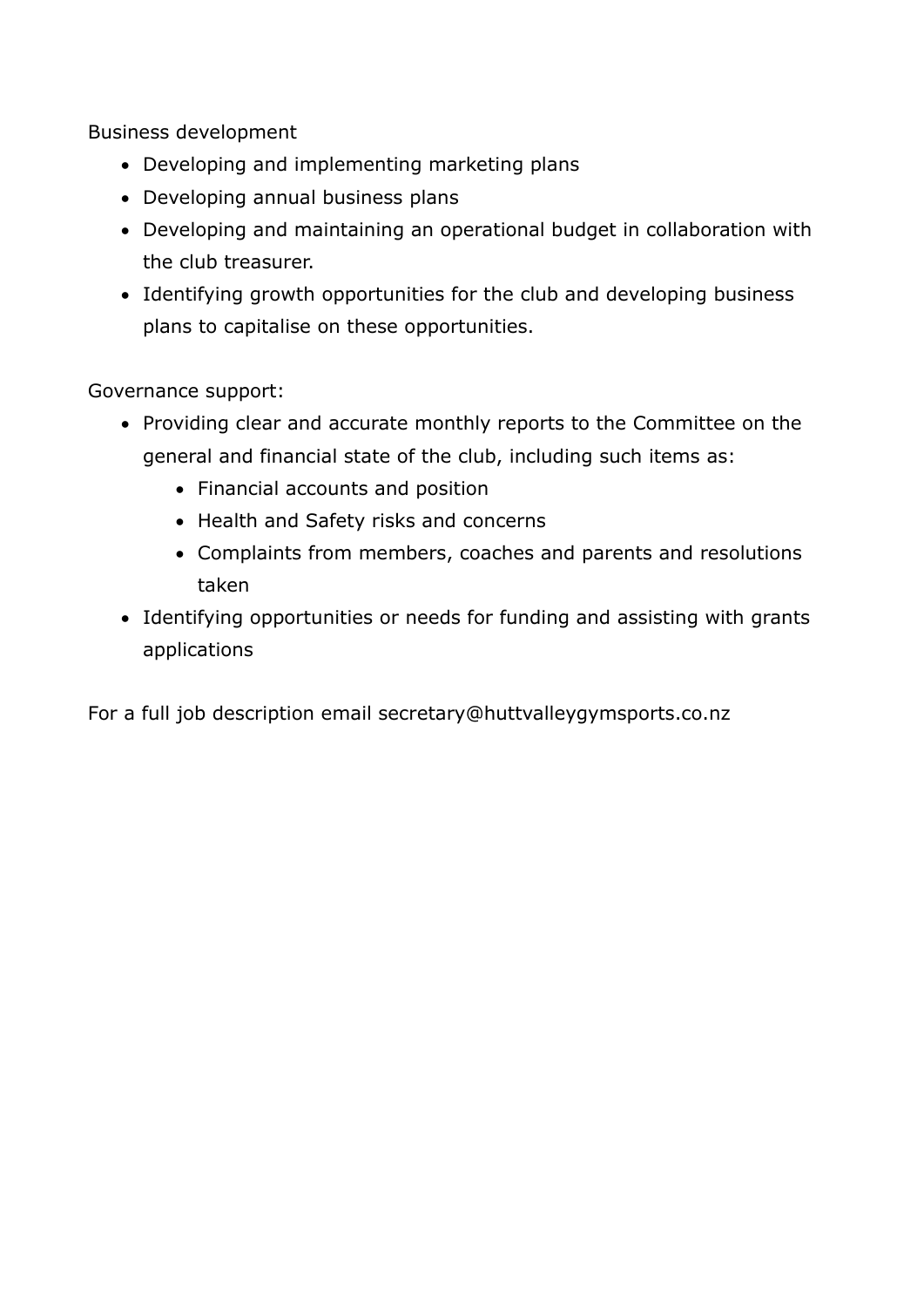Business development

- Developing and implementing marketing plans
- Developing annual business plans
- Developing and maintaining an operational budget in collaboration with the club treasurer.
- Identifying growth opportunities for the club and developing business plans to capitalise on these opportunities.

Governance support:

- Providing clear and accurate monthly reports to the Committee on the general and financial state of the club, including such items as:
  - Financial accounts and position
  - Health and Safety risks and concerns
  - Complaints from members, coaches and parents and resolutions taken
- Identifying opportunities or needs for funding and assisting with grants applications

For a full job description email secretary@huttvalleygymsports.co.nz